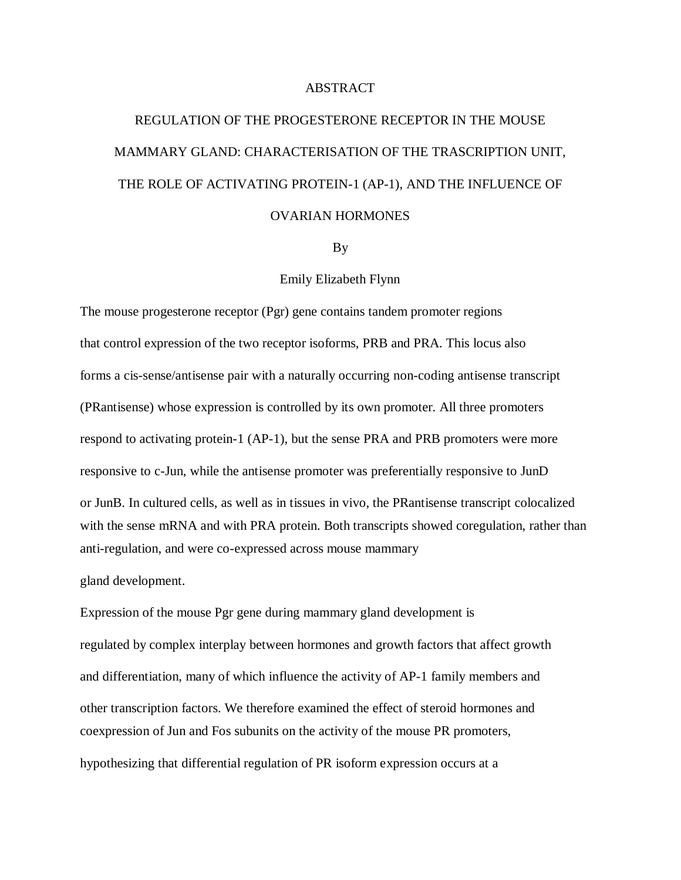# ABSTRACT

## REGULATION OF THE PROGESTERONE RECEPTOR IN THE MOUSE MAMMARY GLAND: CHARACTERISATION OF THE TRASCRIPTION UNIT, THE ROLE OF ACTIVATING PROTEIN-1 (AP-1), AND THE INFLUENCE OF OVARIAN HORMONES

By

Emily Elizabeth Flynn

The mouse progesterone receptor (Pgr) gene contains tandem promoter regions that control expression of the two receptor isoforms, PRB and PRA. This locus also forms a cis-sense/antisense pair with a naturally occurring non-coding antisense transcript (PRantisense) whose expression is controlled by its own promoter. All three promoters respond to activating protein-1 (AP-1), but the sense PRA and PRB promoters were more responsive to c-Jun, while the antisense promoter was preferentially responsive to JunD or JunB. In cultured cells, as well as in tissues in vivo, the PRantisense transcript colocalized with the sense mRNA and with PRA protein. Both transcripts showed coregulation, rather than anti-regulation, and were co-expressed across mouse mammary gland development.

Expression of the mouse Pgr gene during mammary gland development is regulated by complex interplay between hormones and growth factors that affect growth and differentiation, many of which influence the activity of AP-1 family members and other transcription factors. We therefore examined the effect of steroid hormones and coexpression of Jun and Fos subunits on the activity of the mouse PR promoters, hypothesizing that differential regulation of PR isoform expression occurs at a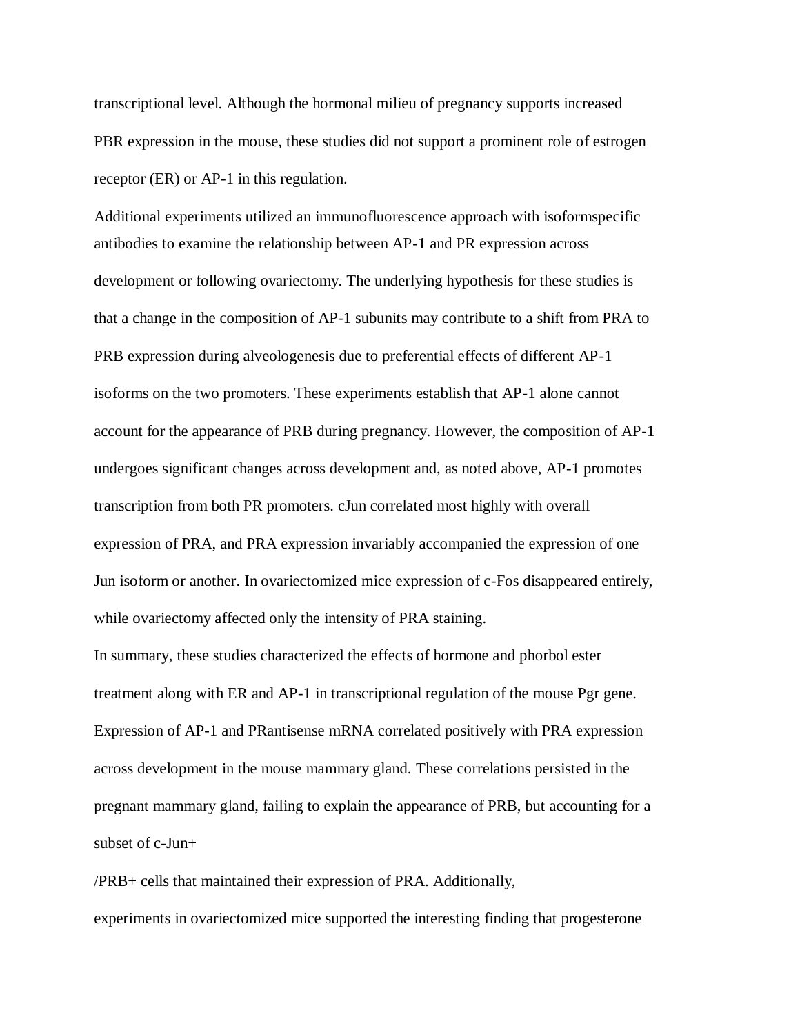transcriptional level. Although the hormonal milieu of pregnancy supports increased PBR expression in the mouse, these studies did not support a prominent role of estrogen receptor (ER) or AP-1 in this regulation.

Additional experiments utilized an immunofluorescence approach with isoformspecific antibodies to examine the relationship between AP-1 and PR expression across development or following ovariectomy. The underlying hypothesis for these studies is that a change in the composition of AP-1 subunits may contribute to a shift from PRA to PRB expression during alveologenesis due to preferential effects of different AP-1 isoforms on the two promoters. These experiments establish that AP-1 alone cannot account for the appearance of PRB during pregnancy. However, the composition of AP-1 undergoes significant changes across development and, as noted above, AP-1 promotes transcription from both PR promoters. cJun correlated most highly with overall expression of PRA, and PRA expression invariably accompanied the expression of one Jun isoform or another. In ovariectomized mice expression of c-Fos disappeared entirely, while ovariectomy affected only the intensity of PRA staining.

In summary, these studies characterized the effects of hormone and phorbol ester treatment along with ER and AP-1 in transcriptional regulation of the mouse Pgr gene. Expression of AP-1 and PRantisense mRNA correlated positively with PRA expression across development in the mouse mammary gland. These correlations persisted in the pregnant mammary gland, failing to explain the appearance of PRB, but accounting for a subset of c-Jun+/PRB+ cells that maintained their expression of PRA. Additionally, experiments in ovariectomized mice supported the interesting finding that progesterone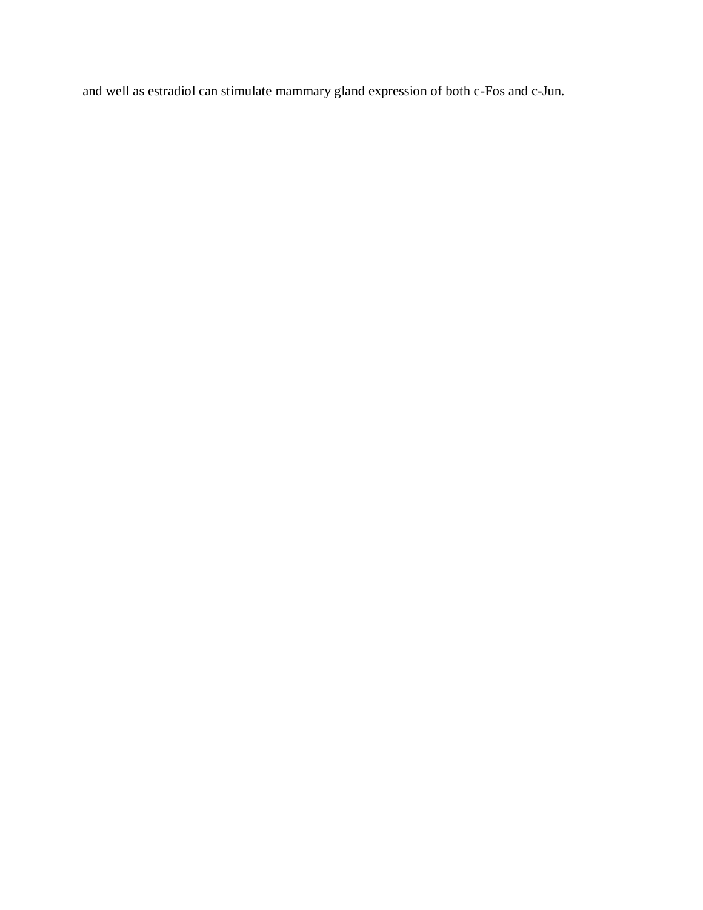and well as estradiol can stimulate mammary gland expression of both c-Fos and c-Jun.